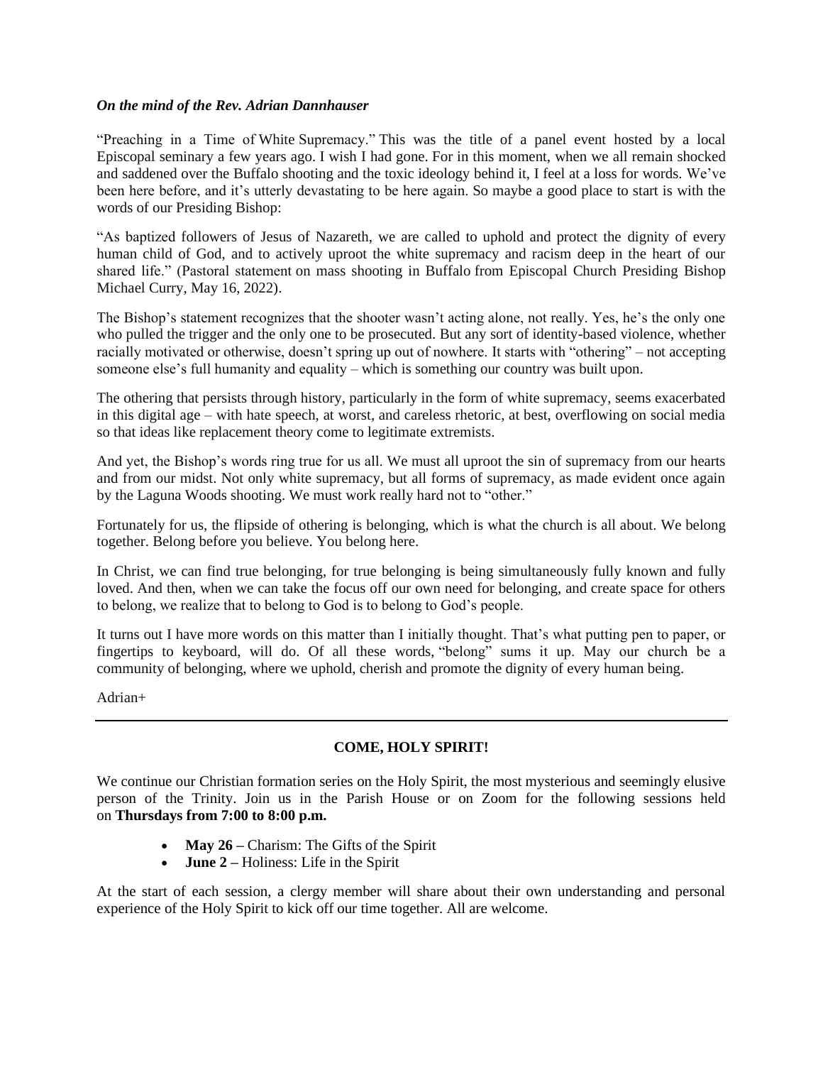***On the mind of the Rev. Adrian Dannhauser***

"Preaching in a Time of White Supremacy." This was the title of a panel event hosted by a local Episcopal seminary a few years ago. I wish I had gone. For in this moment, when we all remain shocked and saddened over the Buffalo shooting and the toxic ideology behind it, I feel at a loss for words. We've been here before, and it's utterly devastating to be here again. So maybe a good place to start is with the words of our Presiding Bishop:

"As baptized followers of Jesus of Nazareth, we are called to uphold and protect the dignity of every human child of God, and to actively uproot the white supremacy and racism deep in the heart of our shared life." (Pastoral statement on mass shooting in Buffalo from Episcopal Church Presiding Bishop Michael Curry, May 16, 2022).

The Bishop's statement recognizes that the shooter wasn't acting alone, not really. Yes, he's the only one who pulled the trigger and the only one to be prosecuted. But any sort of identity-based violence, whether racially motivated or otherwise, doesn't spring up out of nowhere. It starts with "othering" – not accepting someone else's full humanity and equality – which is something our country was built upon.

The othering that persists through history, particularly in the form of white supremacy, seems exacerbated in this digital age – with hate speech, at worst, and careless rhetoric, at best, overflowing on social media so that ideas like replacement theory come to legitimate extremists.

And yet, the Bishop's words ring true for us all. We must all uproot the sin of supremacy from our hearts and from our midst. Not only white supremacy, but all forms of supremacy, as made evident once again by the Laguna Woods shooting. We must work really hard not to "other."

Fortunately for us, the flipside of othering is belonging, which is what the church is all about. We belong together. Belong before you believe. You belong here.

In Christ, we can find true belonging, for true belonging is being simultaneously fully known and fully loved. And then, when we can take the focus off our own need for belonging, and create space for others to belong, we realize that to belong to God is to belong to God's people.

It turns out I have more words on this matter than I initially thought. That's what putting pen to paper, or fingertips to keyboard, will do. Of all these words, "belong" sums it up. May our church be a community of belonging, where we uphold, cherish and promote the dignity of every human being.

Adrian+

---

## COME, HOLY SPIRIT!

We continue our Christian formation series on the Holy Spirit, the most mysterious and seemingly elusive person of the Trinity. Join us in the Parish House or on Zoom for the following sessions held on **Thursdays from 7:00 to 8:00 p.m.**

- **May 26 –** Charism: The Gifts of the Spirit
- **June 2 –** Holiness: Life in the Spirit

At the start of each session, a clergy member will share about their own understanding and personal experience of the Holy Spirit to kick off our time together. All are welcome.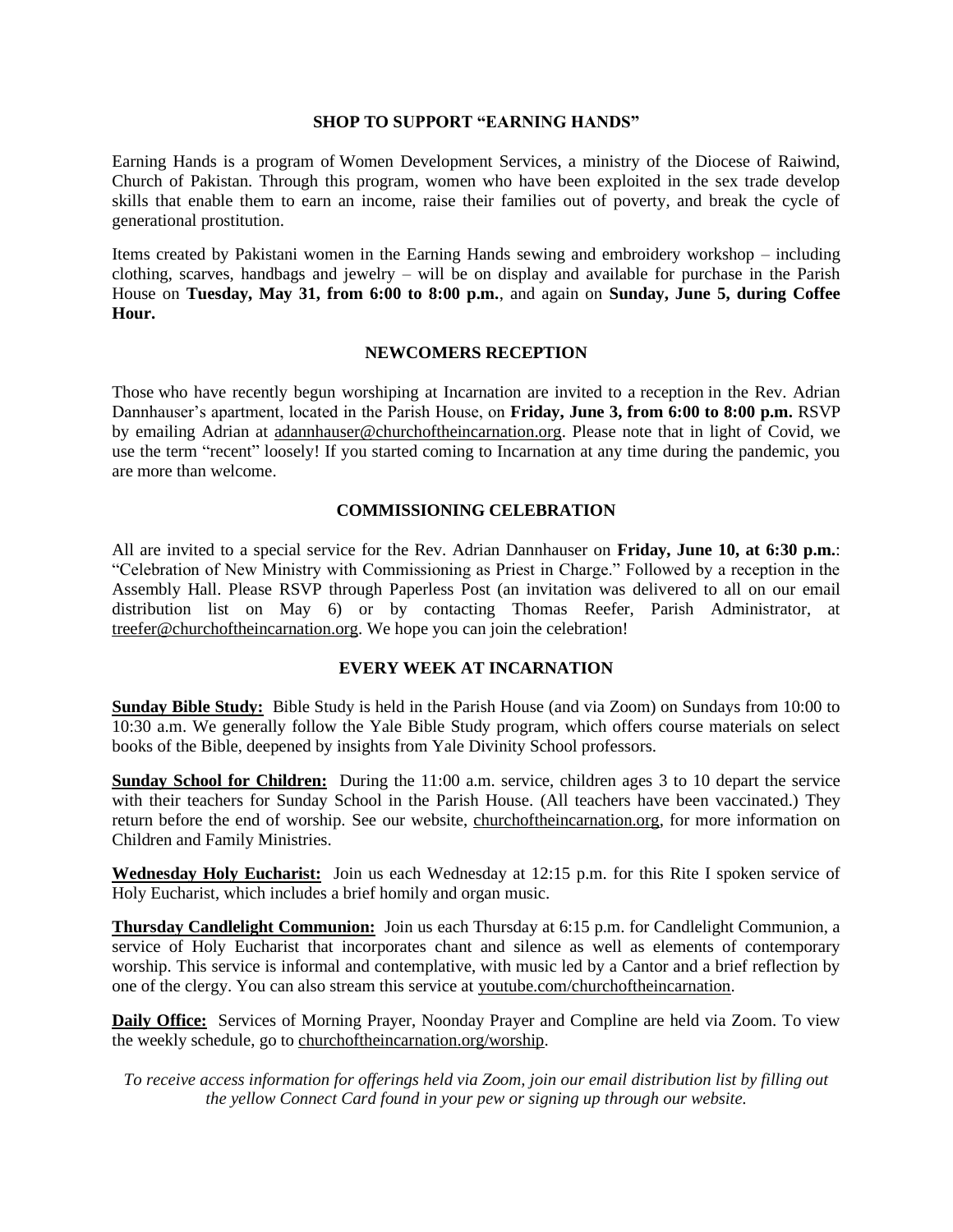## SHOP TO SUPPORT "EARNING HANDS"

Earning Hands is a program of Women Development Services, a ministry of the Diocese of Raiwind, Church of Pakistan. Through this program, women who have been exploited in the sex trade develop skills that enable them to earn an income, raise their families out of poverty, and break the cycle of generational prostitution.

Items created by Pakistani women in the Earning Hands sewing and embroidery workshop – including clothing, scarves, handbags and jewelry – will be on display and available for purchase in the Parish House on **Tuesday, May 31, from 6:00 to 8:00 p.m.**, and again on **Sunday, June 5, during Coffee Hour.**

## NEWCOMERS RECEPTION

Those who have recently begun worshiping at Incarnation are invited to a reception in the Rev. Adrian Dannhauser's apartment, located in the Parish House, on **Friday, June 3, from 6:00 to 8:00 p.m.** RSVP by emailing Adrian at adannhauser@churchoftheincarnation.org. Please note that in light of Covid, we use the term "recent" loosely! If you started coming to Incarnation at any time during the pandemic, you are more than welcome.

## COMMISSIONING CELEBRATION

All are invited to a special service for the Rev. Adrian Dannhauser on **Friday, June 10, at 6:30 p.m.**: "Celebration of New Ministry with Commissioning as Priest in Charge." Followed by a reception in the Assembly Hall. Please RSVP through Paperless Post (an invitation was delivered to all on our email distribution list on May 6) or by contacting Thomas Reefer, Parish Administrator, at treefer@churchoftheincarnation.org. We hope you can join the celebration!

## EVERY WEEK AT INCARNATION

**Sunday Bible Study:** Bible Study is held in the Parish House (and via Zoom) on Sundays from 10:00 to 10:30 a.m. We generally follow the Yale Bible Study program, which offers course materials on select books of the Bible, deepened by insights from Yale Divinity School professors.

**Sunday School for Children:** During the 11:00 a.m. service, children ages 3 to 10 depart the service with their teachers for Sunday School in the Parish House. (All teachers have been vaccinated.) They return before the end of worship. See our website, churchoftheincarnation.org, for more information on Children and Family Ministries.

**Wednesday Holy Eucharist:** Join us each Wednesday at 12:15 p.m. for this Rite I spoken service of Holy Eucharist, which includes a brief homily and organ music.

**Thursday Candlelight Communion:** Join us each Thursday at 6:15 p.m. for Candlelight Communion, a service of Holy Eucharist that incorporates chant and silence as well as elements of contemporary worship. This service is informal and contemplative, with music led by a Cantor and a brief reflection by one of the clergy. You can also stream this service at youtube.com/churchoftheincarnation.

**Daily Office:** Services of Morning Prayer, Noonday Prayer and Compline are held via Zoom. To view the weekly schedule, go to churchoftheincarnation.org/worship.

*To receive access information for offerings held via Zoom, join our email distribution list by filling out the yellow Connect Card found in your pew or signing up through our website.*